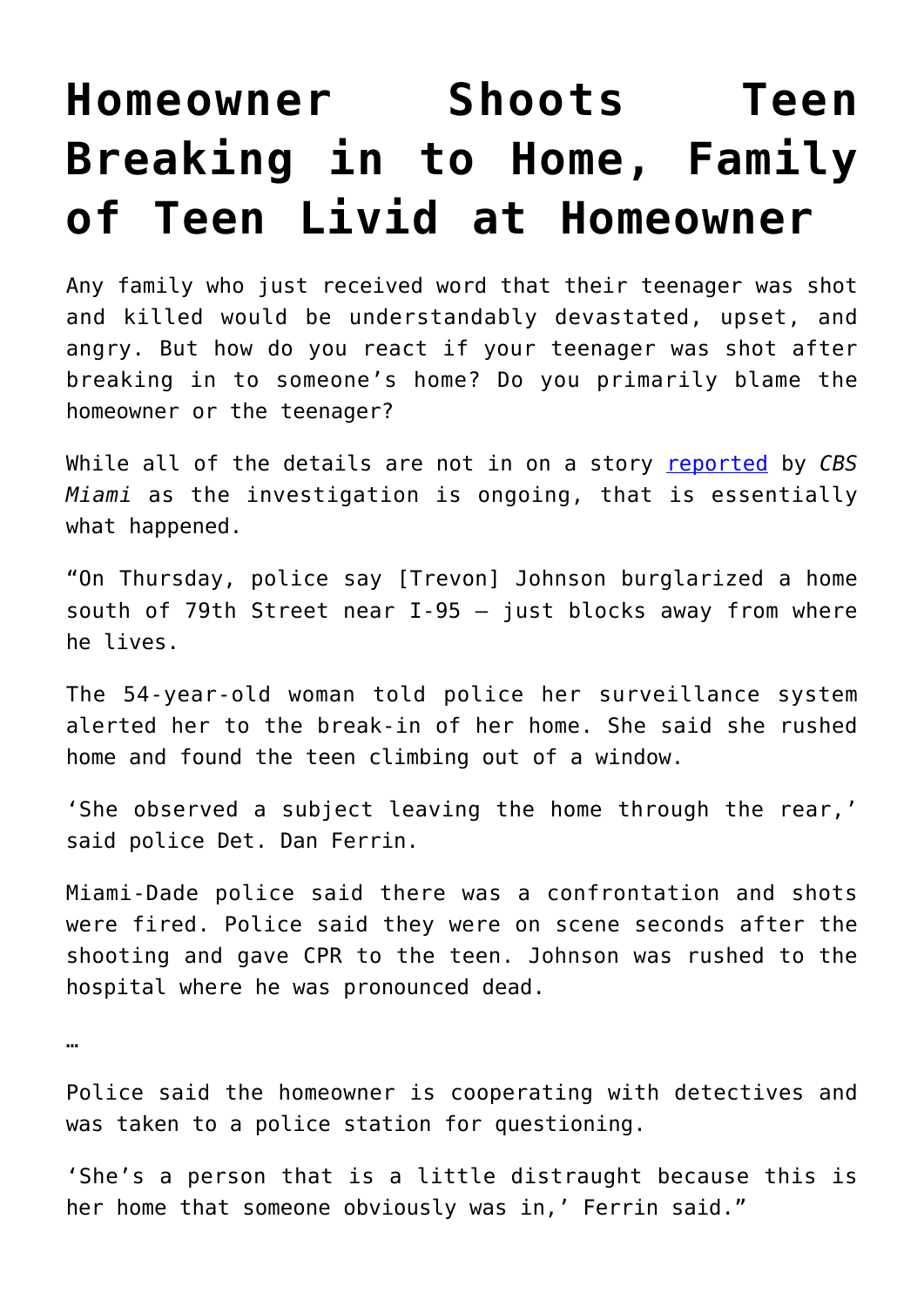# Homeowner Shoots Teen Breaking in to Home, Family of Teen Livid at Homeowner

Any family who just received word that their teenager was shot and killed would be understandably devastated, upset, and angry. But how do you react if your teenager was shot after breaking in to someone's home? Do you primarily blame the homeowner or the teenager?

While all of the details are not in on a story reported by *CBS Miami* as the investigation is ongoing, that is essentially what happened.

"On Thursday, police say [Trevon] Johnson burglarized a home south of 79th Street near I-95 – just blocks away from where he lives.

The 54-year-old woman told police her surveillance system alerted her to the break-in of her home. She said she rushed home and found the teen climbing out of a window.

'She observed a subject leaving the home through the rear,' said police Det. Dan Ferrin.

Miami-Dade police said there was a confrontation and shots were fired. Police said they were on scene seconds after the shooting and gave CPR to the teen. Johnson was rushed to the hospital where he was pronounced dead.

…

Police said the homeowner is cooperating with detectives and was taken to a police station for questioning.

'She's a person that is a little distraught because this is her home that someone obviously was in,' Ferrin said."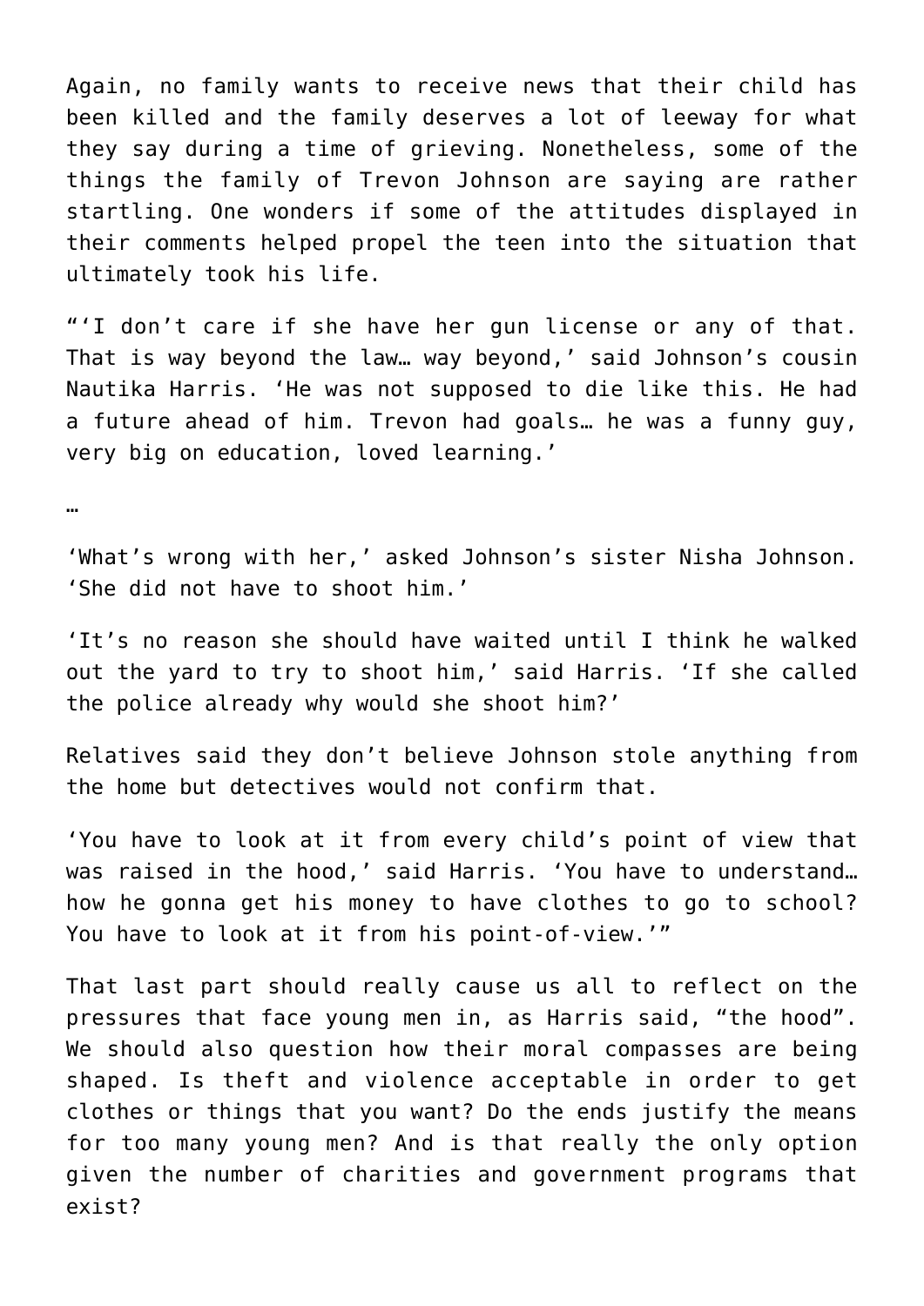Again, no family wants to receive news that their child has been killed and the family deserves a lot of leeway for what they say during a time of grieving. Nonetheless, some of the things the family of Trevon Johnson are saying are rather startling. One wonders if some of the attitudes displayed in their comments helped propel the teen into the situation that ultimately took his life.

"'I don't care if she have her gun license or any of that. That is way beyond the law… way beyond,' said Johnson's cousin Nautika Harris. 'He was not supposed to die like this. He had a future ahead of him. Trevon had goals… he was a funny guy, very big on education, loved learning.'

…

'What's wrong with her,' asked Johnson's sister Nisha Johnson. 'She did not have to shoot him.'

'It's no reason she should have waited until I think he walked out the yard to try to shoot him,' said Harris. 'If she called the police already why would she shoot him?'

Relatives said they don't believe Johnson stole anything from the home but detectives would not confirm that.

'You have to look at it from every child's point of view that was raised in the hood,' said Harris. 'You have to understand… how he gonna get his money to have clothes to go to school? You have to look at it from his point-of-view.'"

That last part should really cause us all to reflect on the pressures that face young men in, as Harris said, "the hood". We should also question how their moral compasses are being shaped. Is theft and violence acceptable in order to get clothes or things that you want? Do the ends justify the means for too many young men? And is that really the only option given the number of charities and government programs that exist?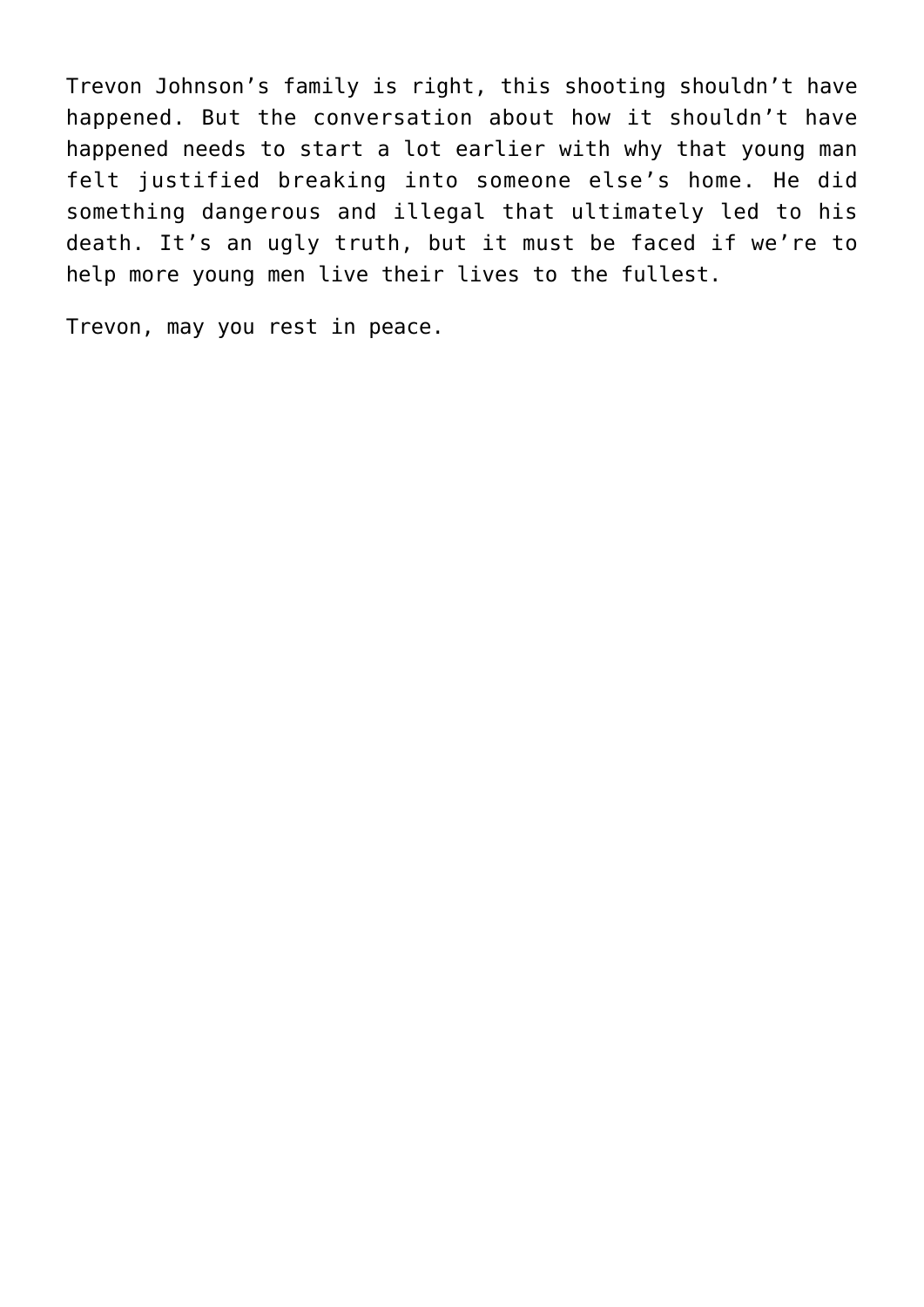Trevon Johnson's family is right, this shooting shouldn't have happened. But the conversation about how it shouldn't have happened needs to start a lot earlier with why that young man felt justified breaking into someone else's home. He did something dangerous and illegal that ultimately led to his death. It's an ugly truth, but it must be faced if we're to help more young men live their lives to the fullest.

Trevon, may you rest in peace.